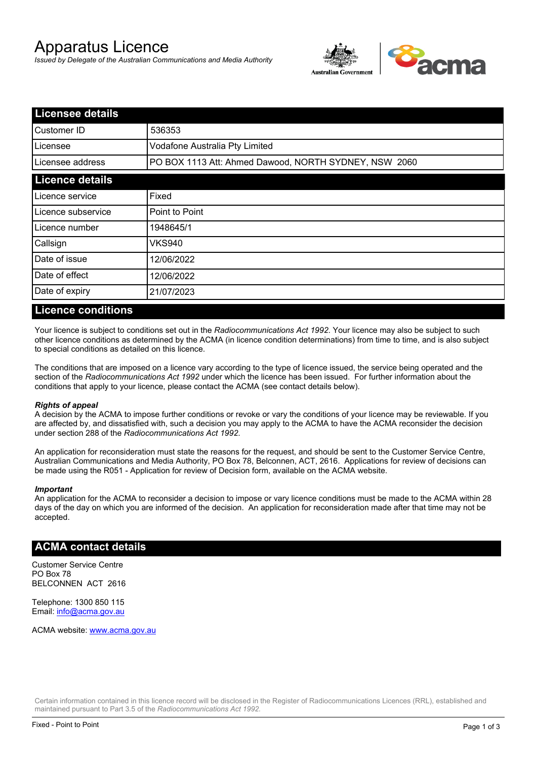# Apparatus Licence

*Issued by Delegate of the Australian Communications and Media Authority*

## Licensee details

| | |
|---|---|
| Customer ID | 536353 |
| Licensee | Vodafone Australia Pty Limited |
| Licensee address | PO BOX 1113 Att: Ahmed Dawood, NORTH SYDNEY, NSW 2060 |

## Licence details

| | |
|---|---|
| Licence service | Fixed |
| Licence subservice | Point to Point |
| Licence number | 1948645/1 |
| Callsign | VKS940 |
| Date of issue | 12/06/2022 |
| Date of effect | 12/06/2022 |
| Date of expiry | 21/07/2023 |

## Licence conditions

Your licence is subject to conditions set out in the *Radiocommunications Act 1992*. Your licence may also be subject to such other licence conditions as determined by the ACMA (in licence condition determinations) from time to time, and is also subject to special conditions as detailed on this licence.

The conditions that are imposed on a licence vary according to the type of licence issued, the service being operated and the section of the *Radiocommunications Act 1992* under which the licence has been issued. For further information about the conditions that apply to your licence, please contact the ACMA (see contact details below).

***Rights of appeal***

A decision by the ACMA to impose further conditions or revoke or vary the conditions of your licence may be reviewable. If you are affected by, and dissatisfied with, such a decision you may apply to the ACMA to have the ACMA reconsider the decision under section 288 of the *Radiocommunications Act 1992*.

An application for reconsideration must state the reasons for the request, and should be sent to the Customer Service Centre, Australian Communications and Media Authority, PO Box 78, Belconnen, ACT, 2616. Applications for review of decisions can be made using the R051 - Application for review of Decision form, available on the ACMA website.

***Important***

An application for the ACMA to reconsider a decision to impose or vary licence conditions must be made to the ACMA within 28 days of the day on which you are informed of the decision. An application for reconsideration made after that time may not be accepted.

## ACMA contact details

Customer Service Centre
PO Box 78
BELCONNEN ACT 2616

Telephone: 1300 850 115
Email: info@acma.gov.au

ACMA website: www.acma.gov.au

Certain information contained in this licence record will be disclosed in the Register of Radiocommunications Licences (RRL), established and maintained pursuant to Part 3.5 of the *Radiocommunications Act 1992.*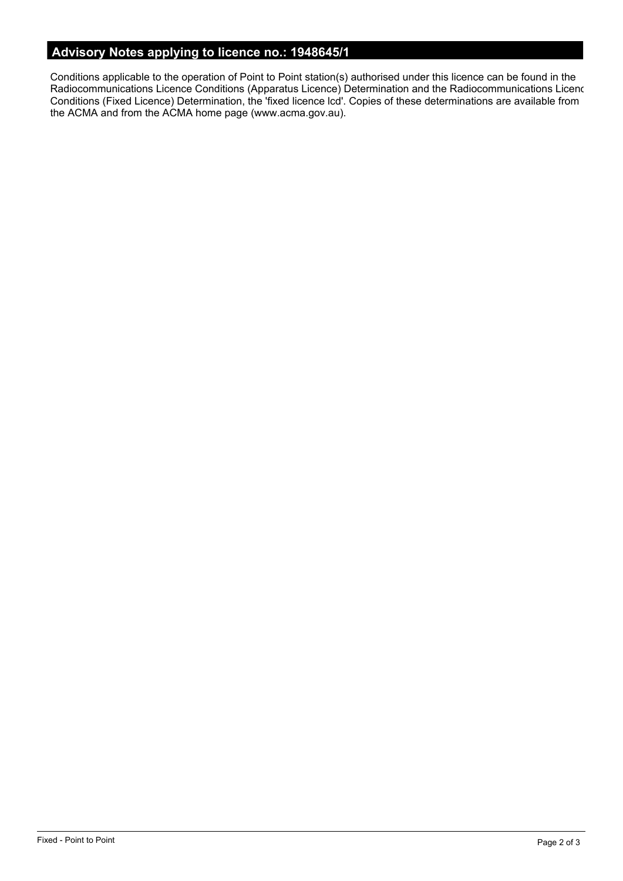## Advisory Notes applying to licence no.: 1948645/1

Conditions applicable to the operation of Point to Point station(s) authorised under this licence can be found in the Radiocommunications Licence Conditions (Apparatus Licence) Determination and the Radiocommunications Licenc Conditions (Fixed Licence) Determination, the 'fixed licence lcd'. Copies of these determinations are available from the ACMA and from the ACMA home page (www.acma.gov.au).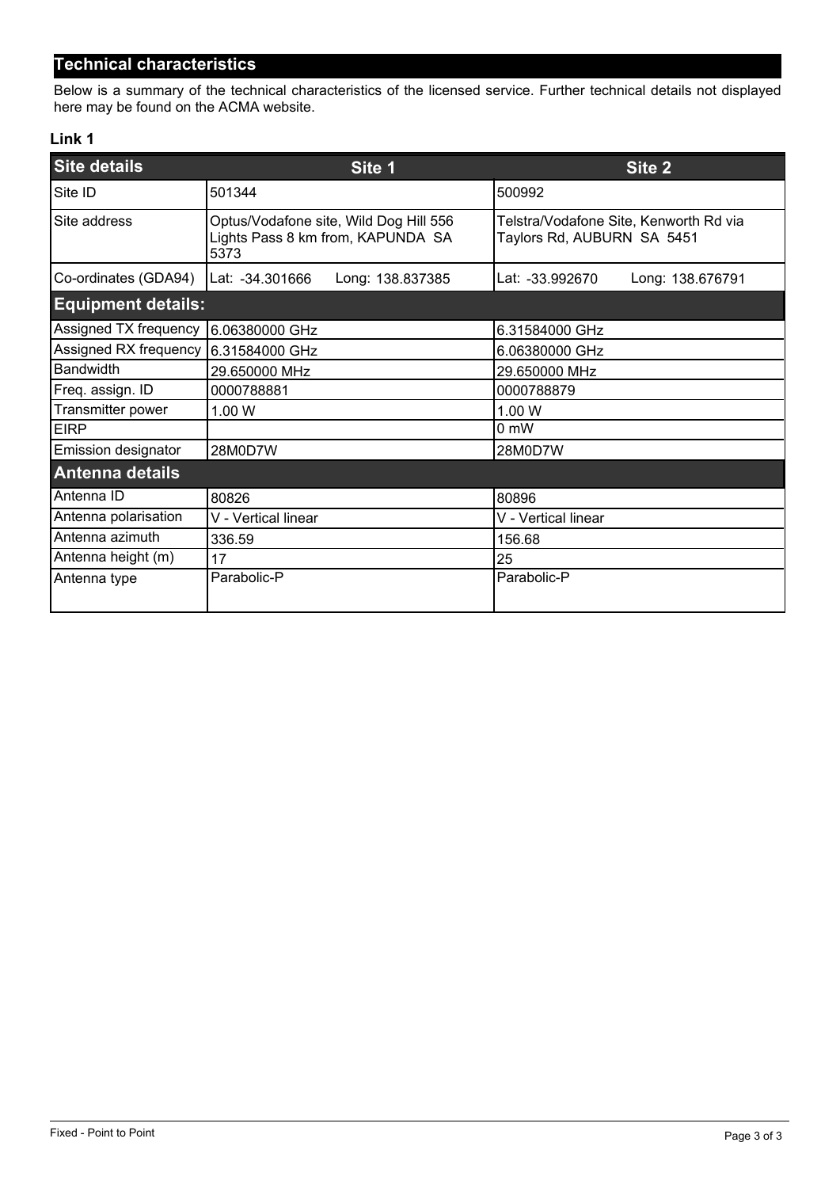## Technical characteristics

Below is a summary of the technical characteristics of the licensed service. Further technical details not displayed here may be found on the ACMA website.

### Link 1

| Site details | Site 1 | Site 2 |
|---|---|---|
| Site ID | 501344 | 500992 |
| Site address | Optus/Vodafone site, Wild Dog Hill 556 Lights Pass 8 km from, KAPUNDA SA 5373 | Telstra/Vodafone Site, Kenworth Rd via Taylors Rd, AUBURN SA 5451 |
| Co-ordinates (GDA94) | Lat: -34.301666 Long: 138.837385 | Lat: -33.992670 Long: 138.676791 |
| **Equipment details:** | | |
| Assigned TX frequency | 6.06380000 GHz | 6.31584000 GHz |
| Assigned RX frequency | 6.31584000 GHz | 6.06380000 GHz |
| Bandwidth | 29.650000 MHz | 29.650000 MHz |
| Freq. assign. ID | 0000788881 | 0000788879 |
| Transmitter power | 1.00 W | 1.00 W |
| EIRP | | 0 mW |
| Emission designator | 28M0D7W | 28M0D7W |
| **Antenna details** | | |
| Antenna ID | 80826 | 80896 |
| Antenna polarisation | V - Vertical linear | V - Vertical linear |
| Antenna azimuth | 336.59 | 156.68 |
| Antenna height (m) | 17 | 25 |
| Antenna type | Parabolic-P | Parabolic-P |

Fixed - Point to Point